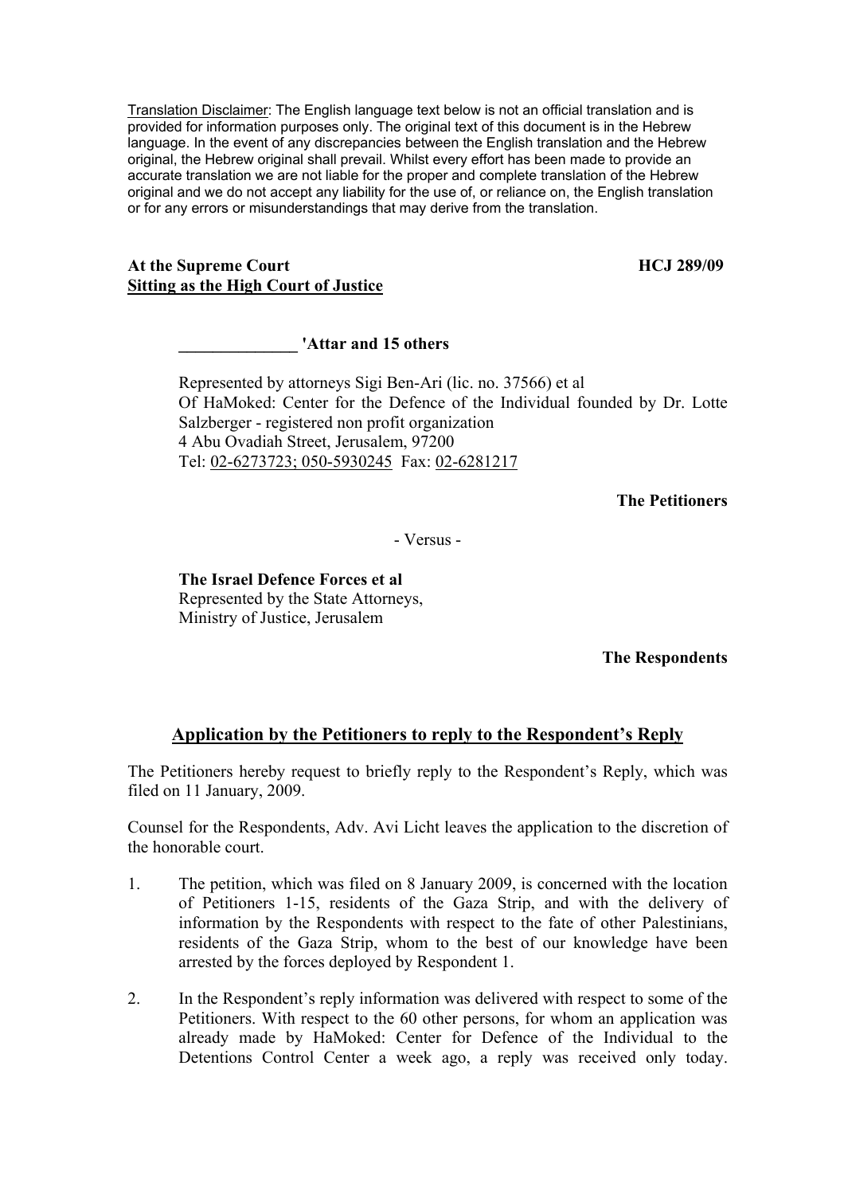Translation Disclaimer: The English language text below is not an official translation and is provided for information purposes only. The original text of this document is in the Hebrew language. In the event of any discrepancies between the English translation and the Hebrew original, the Hebrew original shall prevail. Whilst every effort has been made to provide an accurate translation we are not liable for the proper and complete translation of the Hebrew original and we do not accept any liability for the use of, or reliance on, the English translation or for any errors or misunderstandings that may derive from the translation.

**At the Supreme Court** **HCJ 289/09**
**Sitting as the High Court of Justice**

**______________ 'Attar and 15 others**

Represented by attorneys Sigi Ben-Ari (lic. no. 37566) et al
Of HaMoked: Center for the Defence of the Individual founded by Dr. Lotte Salzberger - registered non profit organization
4 Abu Ovadiah Street, Jerusalem, 97200
Tel: 02-6273723; 050-5930245 Fax: 02-6281217

**The Petitioners**

\- Versus -

**The Israel Defence Forces et al**
Represented by the State Attorneys,
Ministry of Justice, Jerusalem

**The Respondents**

## Application by the Petitioners to reply to the Respondent's Reply

The Petitioners hereby request to briefly reply to the Respondent's Reply, which was filed on 11 January, 2009.

Counsel for the Respondents, Adv. Avi Licht leaves the application to the discretion of the honorable court.

1. The petition, which was filed on 8 January 2009, is concerned with the location of Petitioners 1-15, residents of the Gaza Strip, and with the delivery of information by the Respondents with respect to the fate of other Palestinians, residents of the Gaza Strip, whom to the best of our knowledge have been arrested by the forces deployed by Respondent 1.

2. In the Respondent's reply information was delivered with respect to some of the Petitioners. With respect to the 60 other persons, for whom an application was already made by HaMoked: Center for Defence of the Individual to the Detentions Control Center a week ago, a reply was received only today.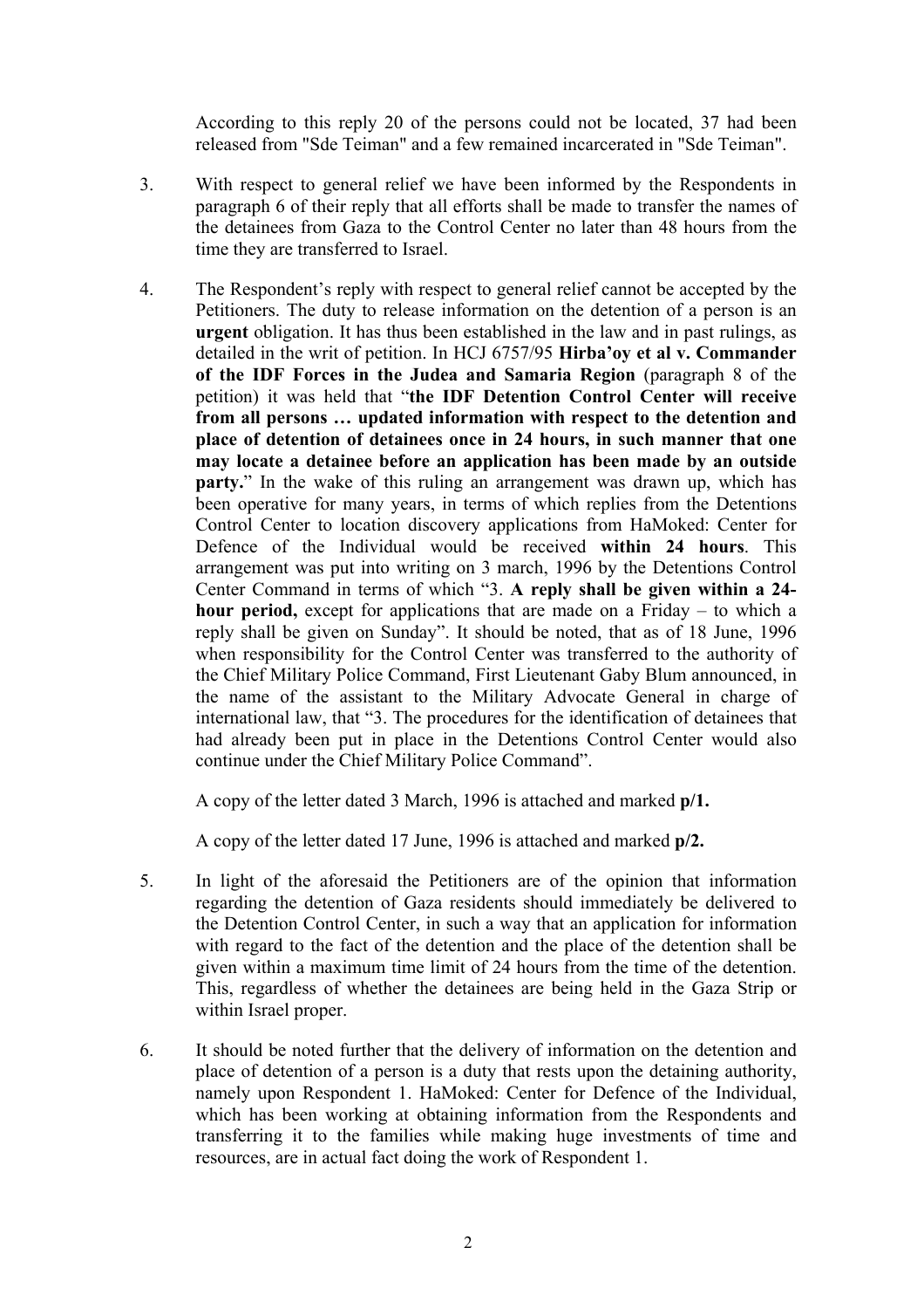According to this reply 20 of the persons could not be located, 37 had been released from "Sde Teiman" and a few remained incarcerated in "Sde Teiman".

3. With respect to general relief we have been informed by the Respondents in paragraph 6 of their reply that all efforts shall be made to transfer the names of the detainees from Gaza to the Control Center no later than 48 hours from the time they are transferred to Israel.

4. The Respondent's reply with respect to general relief cannot be accepted by the Petitioners. The duty to release information on the detention of a person is an **urgent** obligation. It has thus been established in the law and in past rulings, as detailed in the writ of petition. In HCJ 6757/95 **Hirba'oy et al v. Commander of the IDF Forces in the Judea and Samaria Region** (paragraph 8 of the petition) it was held that "**the IDF Detention Control Center will receive from all persons … updated information with respect to the detention and place of detention of detainees once in 24 hours, in such manner that one may locate a detainee before an application has been made by an outside party.**" In the wake of this ruling an arrangement was drawn up, which has been operative for many years, in terms of which replies from the Detentions Control Center to location discovery applications from HaMoked: Center for Defence of the Individual would be received **within 24 hours**. This arrangement was put into writing on 3 march, 1996 by the Detentions Control Center Command in terms of which "3. **A reply shall be given within a 24-hour period,** except for applications that are made on a Friday – to which a reply shall be given on Sunday". It should be noted, that as of 18 June, 1996 when responsibility for the Control Center was transferred to the authority of the Chief Military Police Command, First Lieutenant Gaby Blum announced, in the name of the assistant to the Military Advocate General in charge of international law, that "3. The procedures for the identification of detainees that had already been put in place in the Detentions Control Center would also continue under the Chief Military Police Command".

   A copy of the letter dated 3 March, 1996 is attached and marked **p/1.**

   A copy of the letter dated 17 June, 1996 is attached and marked **p/2.**

5. In light of the aforesaid the Petitioners are of the opinion that information regarding the detention of Gaza residents should immediately be delivered to the Detention Control Center, in such a way that an application for information with regard to the fact of the detention and the place of the detention shall be given within a maximum time limit of 24 hours from the time of the detention. This, regardless of whether the detainees are being held in the Gaza Strip or within Israel proper.

6. It should be noted further that the delivery of information on the detention and place of detention of a person is a duty that rests upon the detaining authority, namely upon Respondent 1. HaMoked: Center for Defence of the Individual, which has been working at obtaining information from the Respondents and transferring it to the families while making huge investments of time and resources, are in actual fact doing the work of Respondent 1.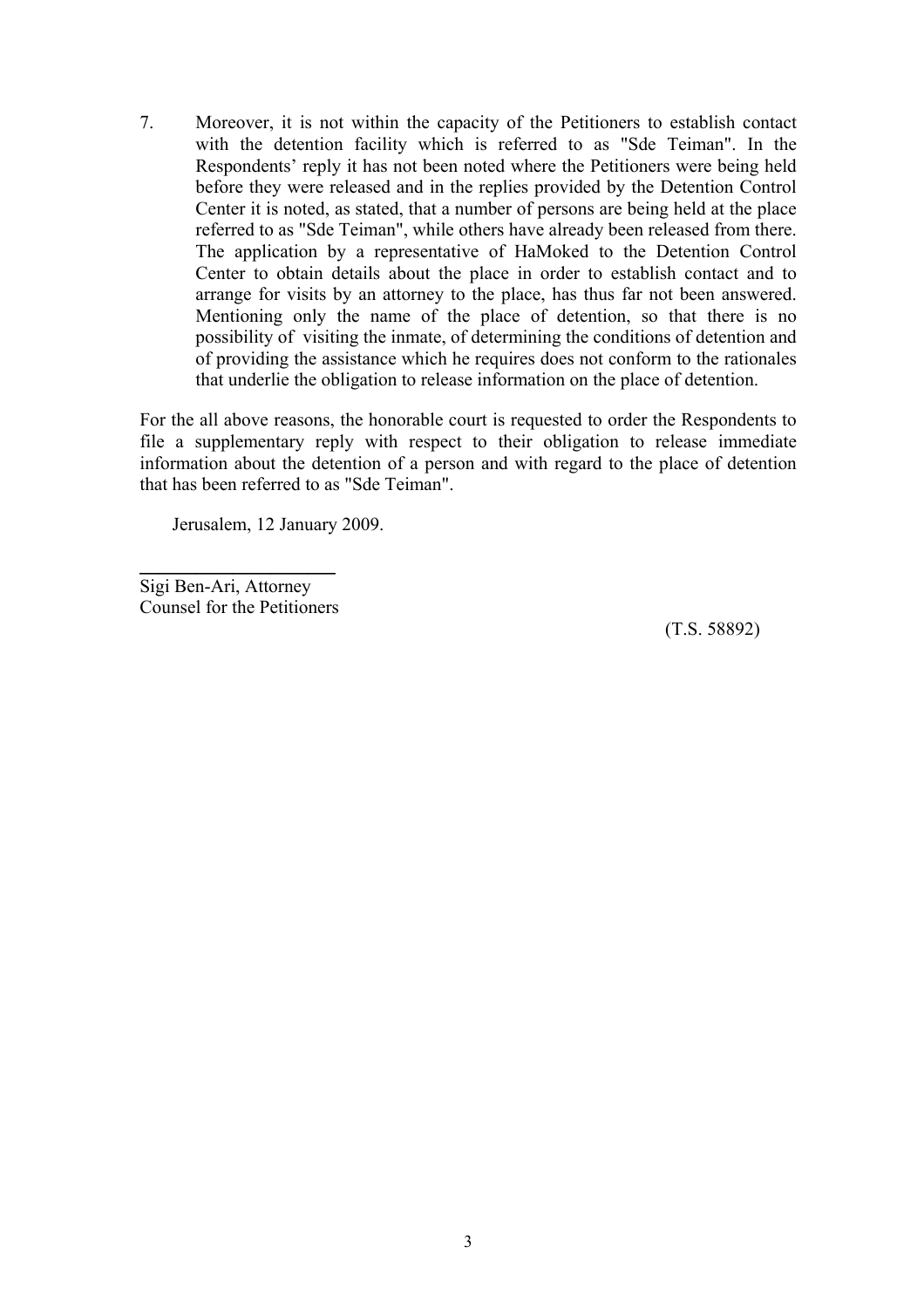7. Moreover, it is not within the capacity of the Petitioners to establish contact with the detention facility which is referred to as "Sde Teiman". In the Respondents' reply it has not been noted where the Petitioners were being held before they were released and in the replies provided by the Detention Control Center it is noted, as stated, that a number of persons are being held at the place referred to as "Sde Teiman", while others have already been released from there. The application by a representative of HaMoked to the Detention Control Center to obtain details about the place in order to establish contact and to arrange for visits by an attorney to the place, has thus far not been answered. Mentioning only the name of the place of detention, so that there is no possibility of visiting the inmate, of determining the conditions of detention and of providing the assistance which he requires does not conform to the rationales that underlie the obligation to release information on the place of detention.

For the all above reasons, the honorable court is requested to order the Respondents to file a supplementary reply with respect to their obligation to release immediate information about the detention of a person and with regard to the place of detention that has been referred to as "Sde Teiman".

Jerusalem, 12 January 2009.

\_\_\_\_\_\_\_\_\_\_\_\_\_\_\_\_\_\_\_\_

Sigi Ben-Ari, Attorney
Counsel for the Petitioners

(T.S. 58892)